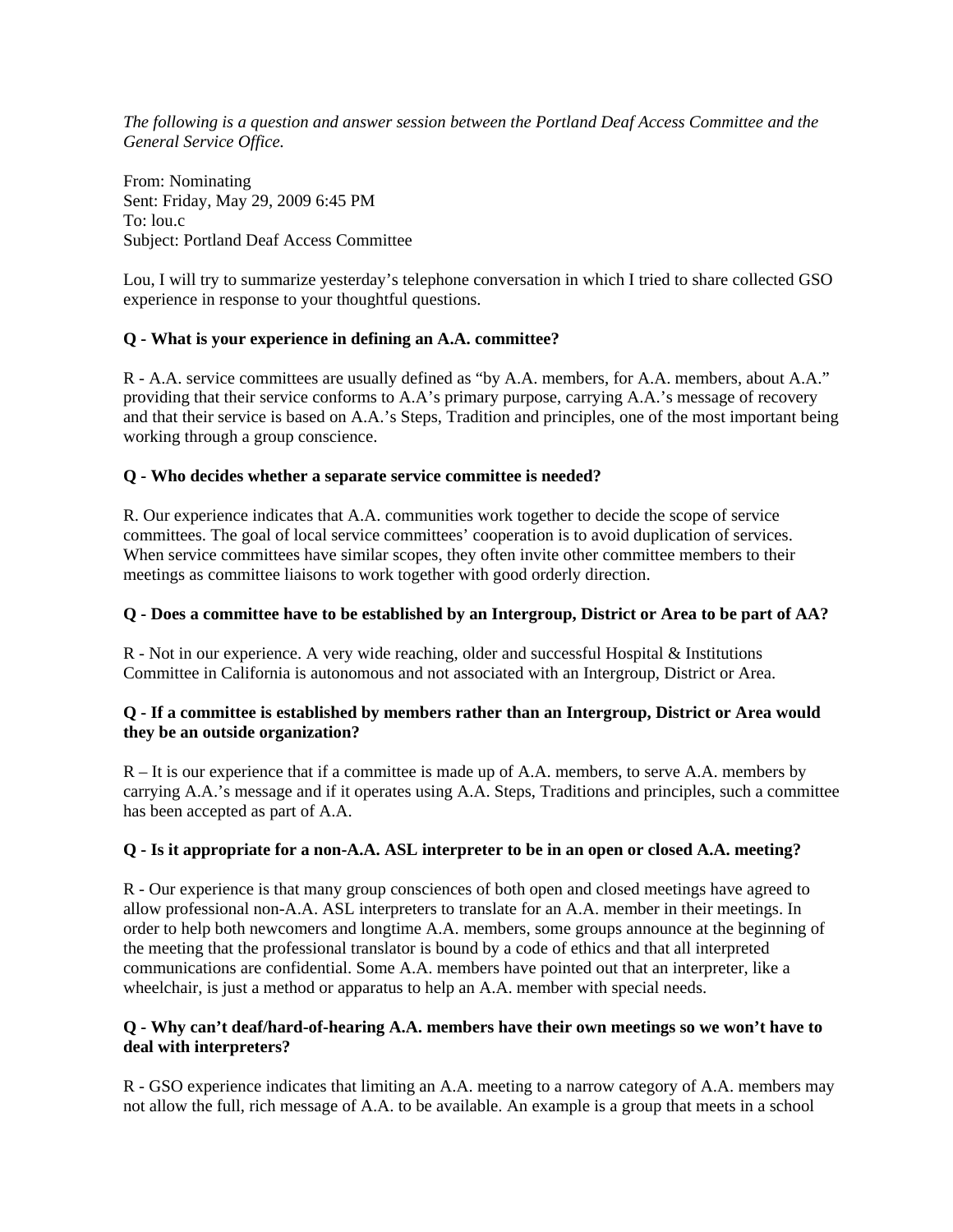*The following is a question and answer session between the Portland Deaf Access Committee and the General Service Office.*

From: Nominating
Sent: Friday, May 29, 2009 6:45 PM
To: lou.c
Subject: Portland Deaf Access Committee

Lou, I will try to summarize yesterday's telephone conversation in which I tried to share collected GSO experience in response to your thoughtful questions.

**Q - What is your experience in defining an A.A. committee?**

R - A.A. service committees are usually defined as "by A.A. members, for A.A. members, about A.A." providing that their service conforms to A.A's primary purpose, carrying A.A.'s message of recovery and that their service is based on A.A.'s Steps, Tradition and principles, one of the most important being working through a group conscience.

**Q - Who decides whether a separate service committee is needed?**

R. Our experience indicates that A.A. communities work together to decide the scope of service committees. The goal of local service committees' cooperation is to avoid duplication of services. When service committees have similar scopes, they often invite other committee members to their meetings as committee liaisons to work together with good orderly direction.

**Q - Does a committee have to be established by an Intergroup, District or Area to be part of AA?**

R - Not in our experience. A very wide reaching, older and successful Hospital & Institutions Committee in California is autonomous and not associated with an Intergroup, District or Area.

**Q - If a committee is established by members rather than an Intergroup, District or Area would they be an outside organization?**

R – It is our experience that if a committee is made up of A.A. members, to serve A.A. members by carrying A.A.'s message and if it operates using A.A. Steps, Traditions and principles, such a committee has been accepted as part of A.A.

**Q - Is it appropriate for a non-A.A. ASL interpreter to be in an open or closed A.A. meeting?**

R - Our experience is that many group consciences of both open and closed meetings have agreed to allow professional non-A.A. ASL interpreters to translate for an A.A. member in their meetings. In order to help both newcomers and longtime A.A. members, some groups announce at the beginning of the meeting that the professional translator is bound by a code of ethics and that all interpreted communications are confidential. Some A.A. members have pointed out that an interpreter, like a wheelchair, is just a method or apparatus to help an A.A. member with special needs.

**Q - Why can't deaf/hard-of-hearing A.A. members have their own meetings so we won't have to deal with interpreters?**

R - GSO experience indicates that limiting an A.A. meeting to a narrow category of A.A. members may not allow the full, rich message of A.A. to be available. An example is a group that meets in a school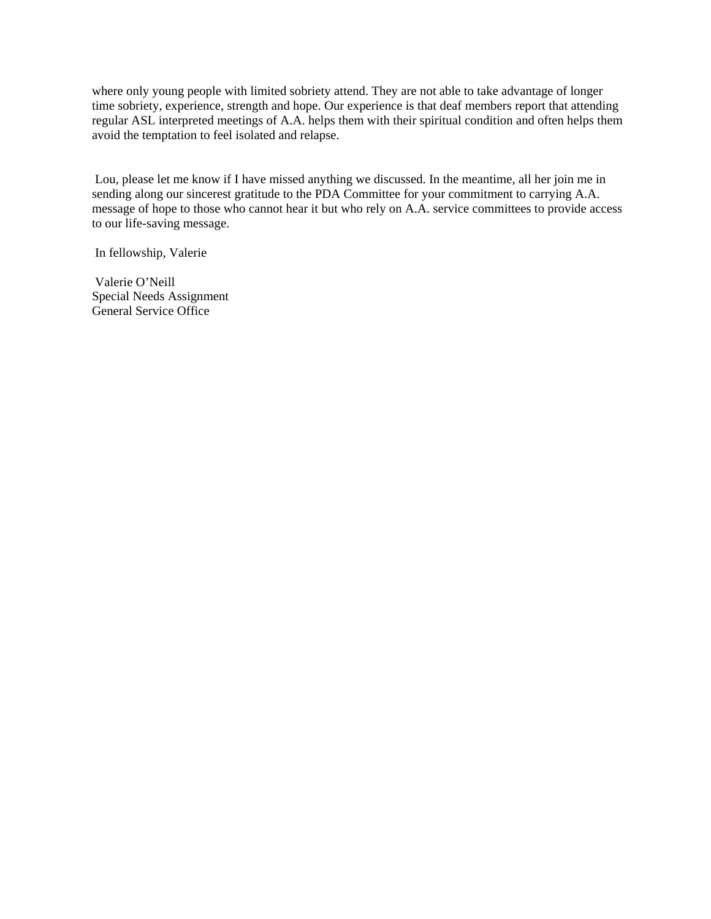where only young people with limited sobriety attend. They are not able to take advantage of longer time sobriety, experience, strength and hope. Our experience is that deaf members report that attending regular ASL interpreted meetings of A.A. helps them with their spiritual condition and often helps them avoid the temptation to feel isolated and relapse.

Lou, please let me know if I have missed anything we discussed. In the meantime, all her join me in sending along our sincerest gratitude to the PDA Committee for your commitment to carrying A.A. message of hope to those who cannot hear it but who rely on A.A. service committees to provide access to our life-saving message.

In fellowship, Valerie

Valerie O'Neill
Special Needs Assignment
General Service Office